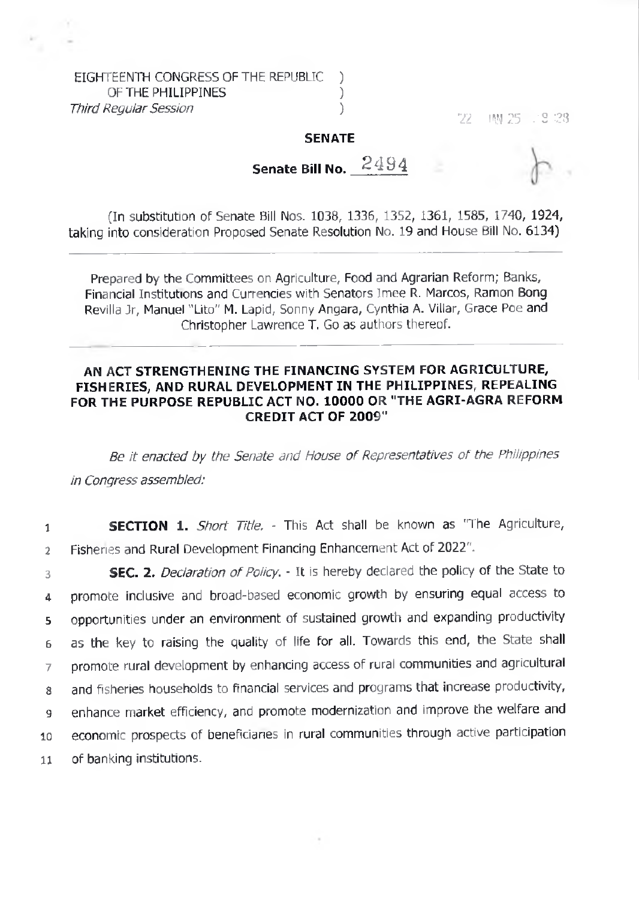EIGHTEENTH CONGRESS OF THE REPUBLIC )
OF THE PHILIPPINES )
*Third Regular Session* )

'22 JAN 25 9:28

**SENATE**

**Senate Bill No. 2494**

(In substitution of Senate Bill Nos. 1038, 1336, 1352, 1361, 1585, 1740, 1924, taking into consideration Proposed Senate Resolution No. 19 and House Bill No. 6134)

Prepared by the Committees on Agriculture, Food and Agrarian Reform; Banks, Financial Institutions and Currencies with Senators Imee R. Marcos, Ramon Bong Revilla Jr, Manuel "Lito" M. Lapid, Sonny Angara, Cynthia A. Villar, Grace Poe and Christopher Lawrence T. Go as authors thereof.

**AN ACT STRENGTHENING THE FINANCING SYSTEM FOR AGRICULTURE, FISHERIES, AND RURAL DEVELOPMENT IN THE PHILIPPINES, REPEALING FOR THE PURPOSE REPUBLIC ACT NO. 10000 OR "THE AGRI-AGRA REFORM CREDIT ACT OF 2009"**

*Be it enacted by the Senate and House of Representatives of the Philippines in Congress assembled:*

1 **SECTION 1.** *Short Title.* - This Act shall be known as "The Agriculture,
2 Fisheries and Rural Development Financing Enhancement Act of 2022".

3 **SEC. 2.** *Declaration of Policy.* - It is hereby declared the policy of the State to
4 promote inclusive and broad-based economic growth by ensuring equal access to
5 opportunities under an environment of sustained growth and expanding productivity
6 as the key to raising the quality of life for all. Towards this end, the State shall
7 promote rural development by enhancing access of rural communities and agricultural
8 and fisheries households to financial services and programs that increase productivity,
9 enhance market efficiency, and promote modernization and improve the welfare and
10 economic prospects of beneficiaries in rural communities through active participation
11 of banking institutions.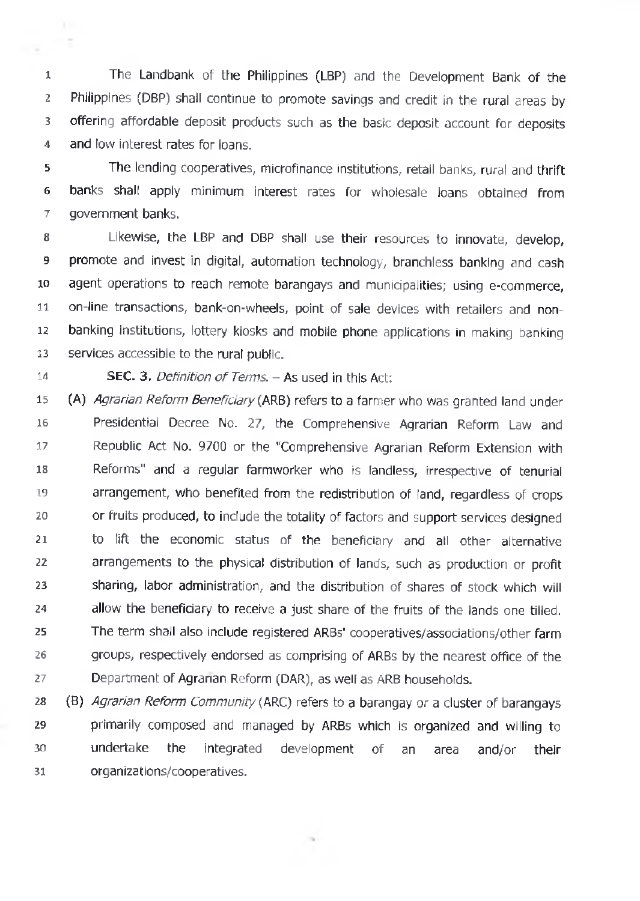The Landbank of the Philippines (LBP) and the Development Bank of the Philippines (DBP) shall continue to promote savings and credit in the rural areas by offering affordable deposit products such as the basic deposit account for deposits and low interest rates for loans.

The lending cooperatives, microfinance institutions, retail banks, rural and thrift banks shall apply minimum interest rates for wholesale loans obtained from government banks.

Likewise, the LBP and DBP shall use their resources to innovate, develop, promote and invest in digital, automation technology, branchless banking and cash agent operations to reach remote barangays and municipalities; using e-commerce, on-line transactions, bank-on-wheels, point of sale devices with retailers and non-banking institutions, lottery kiosks and mobile phone applications in making banking services accessible to the rural public.

**SEC. 3.** *Definition of Terms.* – As used in this Act:

(A) *Agrarian Reform Beneficiary* (ARB) refers to a farmer who was granted land under Presidential Decree No. 27, the Comprehensive Agrarian Reform Law and Republic Act No. 9700 or the "Comprehensive Agrarian Reform Extension with Reforms" and a regular farmworker who is landless, irrespective of tenurial arrangement, who benefited from the redistribution of land, regardless of crops or fruits produced, to include the totality of factors and support services designed to lift the economic status of the beneficiary and all other alternative arrangements to the physical distribution of lands, such as production or profit sharing, labor administration, and the distribution of shares of stock which will allow the beneficiary to receive a just share of the fruits of the lands one tilled. The term shall also include registered ARBs' cooperatives/associations/other farm groups, respectively endorsed as comprising of ARBs by the nearest office of the Department of Agrarian Reform (DAR), as well as ARB households.

(B) *Agrarian Reform Community* (ARC) refers to a barangay or a cluster of barangays primarily composed and managed by ARBs which is organized and willing to undertake the integrated development of an area and/or their organizations/cooperatives.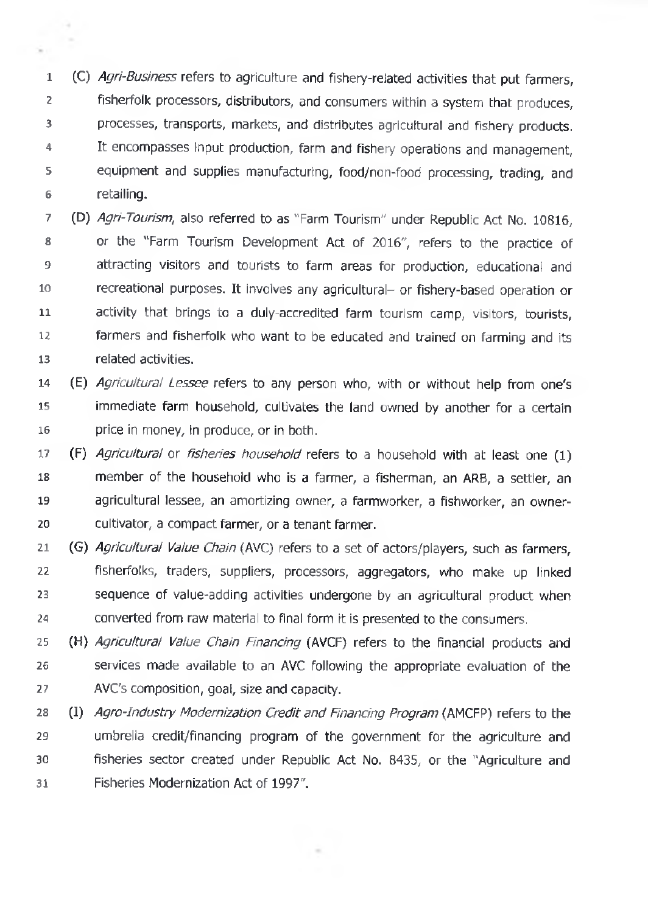(C) *Agri-Business* refers to agriculture and fishery-related activities that put farmers, fisherfolk processors, distributors, and consumers within a system that produces, processes, transports, markets, and distributes agricultural and fishery products. It encompasses input production, farm and fishery operations and management, equipment and supplies manufacturing, food/non-food processing, trading, and retailing.

(D) *Agri-Tourism*, also referred to as "Farm Tourism" under Republic Act No. 10816, or the "Farm Tourism Development Act of 2016", refers to the practice of attracting visitors and tourists to farm areas for production, educational and recreational purposes. It involves any agricultural– or fishery-based operation or activity that brings to a duly-accredited farm tourism camp, visitors, tourists, farmers and fisherfolk who want to be educated and trained on farming and its related activities.

(E) *Agricultural Lessee* refers to any person who, with or without help from one's immediate farm household, cultivates the land owned by another for a certain price in money, in produce, or in both.

(F) *Agricultural* or *fisheries household* refers to a household with at least one (1) member of the household who is a farmer, a fisherman, an ARB, a settler, an agricultural lessee, an amortizing owner, a farmworker, a fishworker, an owner-cultivator, a compact farmer, or a tenant farmer.

(G) *Agricultural Value Chain* (AVC) refers to a set of actors/players, such as farmers, fisherfolks, traders, suppliers, processors, aggregators, who make up linked sequence of value-adding activities undergone by an agricultural product when converted from raw material to final form it is presented to the consumers.

(H) *Agricultural Value Chain Financing* (AVCF) refers to the financial products and services made available to an AVC following the appropriate evaluation of the AVC's composition, goal, size and capacity.

(I) *Agro-Industry Modernization Credit and Financing Program* (AMCFP) refers to the umbrella credit/financing program of the government for the agriculture and fisheries sector created under Republic Act No. 8435, or the "Agriculture and Fisheries Modernization Act of 1997".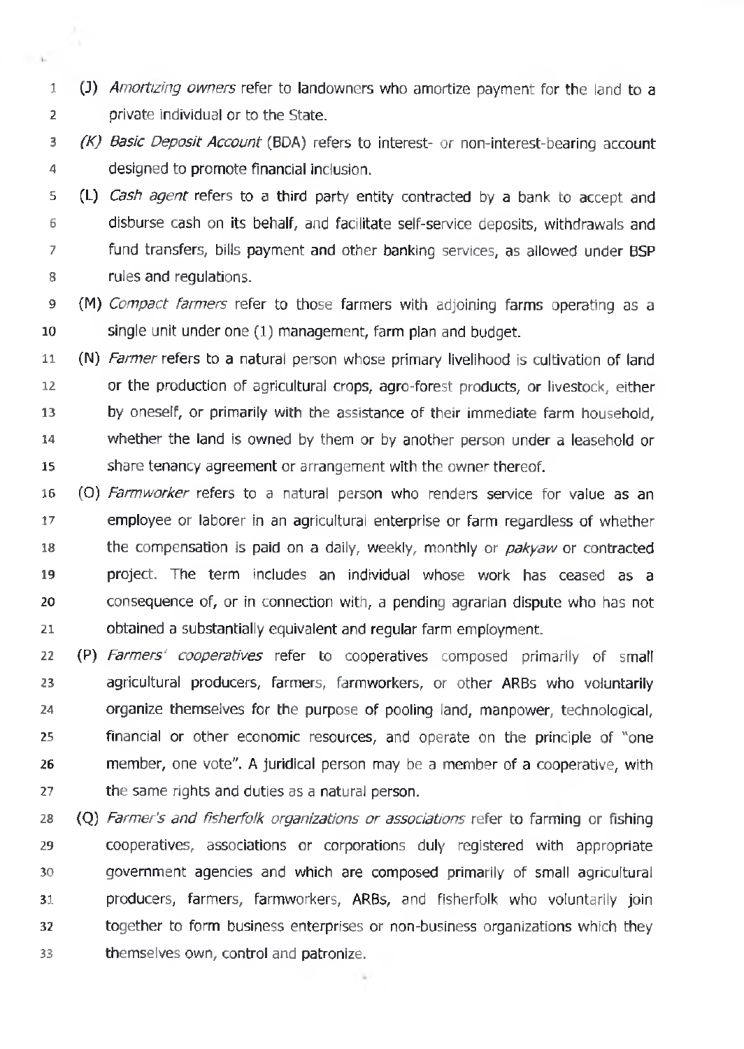(J) *Amortizing owners* refer to landowners who amortize payment for the land to a private individual or to the State.

*(K) Basic Deposit Account* (BDA) refers to interest- or non-interest-bearing account designed to promote financial inclusion.

(L) *Cash agent* refers to a third party entity contracted by a bank to accept and disburse cash on its behalf, and facilitate self-service deposits, withdrawals and fund transfers, bills payment and other banking services, as allowed under BSP rules and regulations.

(M) *Compact farmers* refer to those farmers with adjoining farms operating as a single unit under one (1) management, farm plan and budget.

(N) *Farmer* refers to a natural person whose primary livelihood is cultivation of land or the production of agricultural crops, agro-forest products, or livestock, either by oneself, or primarily with the assistance of their immediate farm household, whether the land is owned by them or by another person under a leasehold or share tenancy agreement or arrangement with the owner thereof.

(O) *Farmworker* refers to a natural person who renders service for value as an employee or laborer in an agricultural enterprise or farm regardless of whether the compensation is paid on a daily, weekly, monthly or *pakyaw* or contracted project. The term includes an individual whose work has ceased as a consequence of, or in connection with, a pending agrarian dispute who has not obtained a substantially equivalent and regular farm employment.

(P) *Farmers' cooperatives* refer to cooperatives composed primarily of small agricultural producers, farmers, farmworkers, or other ARBs who voluntarily organize themselves for the purpose of pooling land, manpower, technological, financial or other economic resources, and operate on the principle of "one member, one vote". A juridical person may be a member of a cooperative, with the same rights and duties as a natural person.

(Q) *Farmer's and fisherfolk organizations or associations* refer to farming or fishing cooperatives, associations or corporations duly registered with appropriate government agencies and which are composed primarily of small agricultural producers, farmers, farmworkers, ARBs, and fisherfolk who voluntarily join together to form business enterprises or non-business organizations which they themselves own, control and patronize.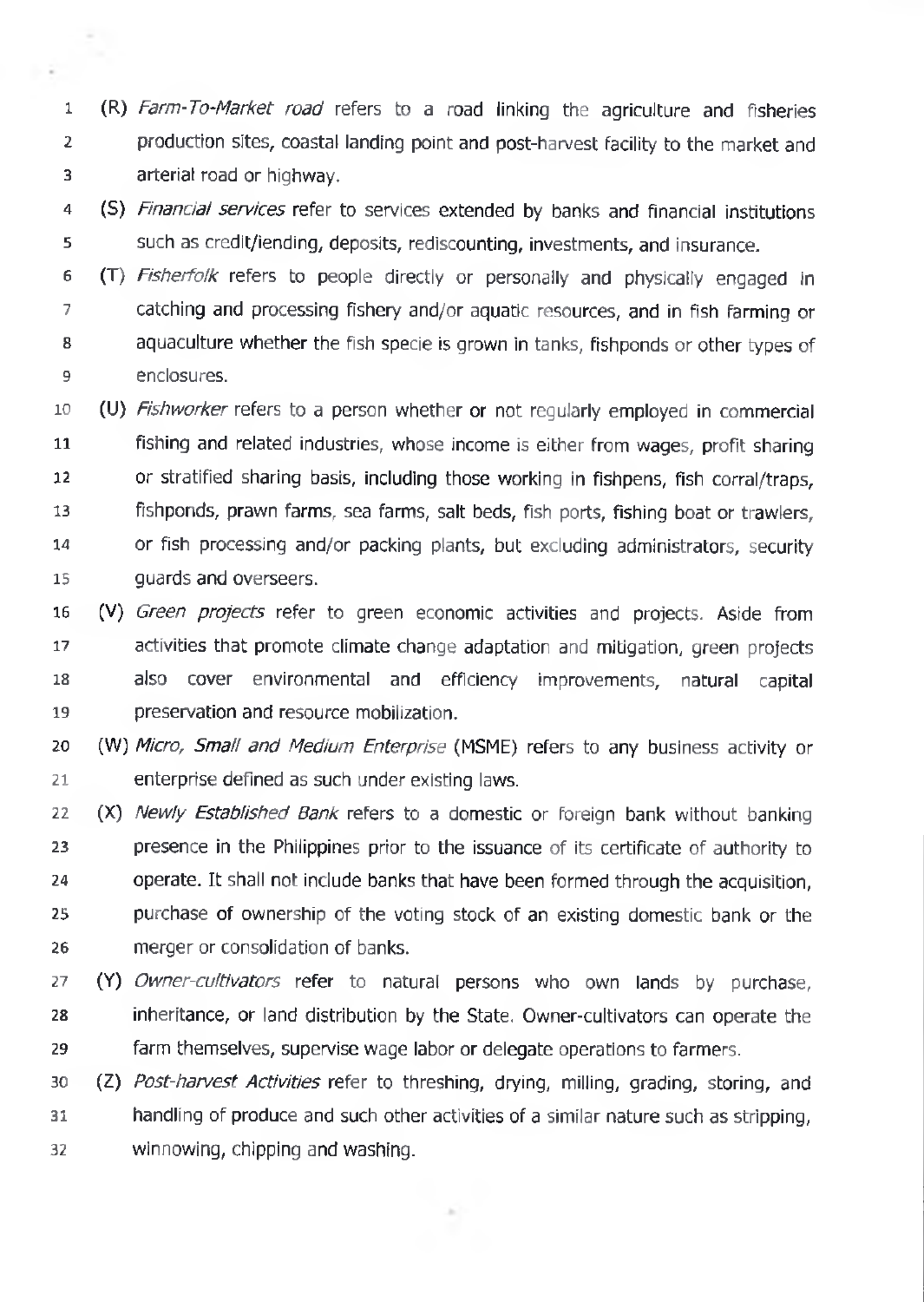(R) *Farm-To-Market road* refers to a road linking the agriculture and fisheries production sites, coastal landing point and post-harvest facility to the market and arterial road or highway.

(S) *Financial services* refer to services extended by banks and financial institutions such as credit/lending, deposits, rediscounting, investments, and insurance.

(T) *Fisherfolk* refers to people directly or personally and physically engaged in catching and processing fishery and/or aquatic resources, and in fish farming or aquaculture whether the fish specie is grown in tanks, fishponds or other types of enclosures.

(U) *Fishworker* refers to a person whether or not regularly employed in commercial fishing and related industries, whose income is either from wages, profit sharing or stratified sharing basis, including those working in fishpens, fish corral/traps, fishponds, prawn farms, sea farms, salt beds, fish ports, fishing boat or trawlers, or fish processing and/or packing plants, but excluding administrators, security guards and overseers.

(V) *Green projects* refer to green economic activities and projects. Aside from activities that promote climate change adaptation and mitigation, green projects also cover environmental and efficiency improvements, natural capital preservation and resource mobilization.

(W) *Micro, Small and Medium Enterprise* (MSME) refers to any business activity or enterprise defined as such under existing laws.

(X) *Newly Established Bank* refers to a domestic or foreign bank without banking presence in the Philippines prior to the issuance of its certificate of authority to operate. It shall not include banks that have been formed through the acquisition, purchase of ownership of the voting stock of an existing domestic bank or the merger or consolidation of banks.

(Y) *Owner-cultivators* refer to natural persons who own lands by purchase, inheritance, or land distribution by the State. Owner-cultivators can operate the farm themselves, supervise wage labor or delegate operations to farmers.

(Z) *Post-harvest Activities* refer to threshing, drying, milling, grading, storing, and handling of produce and such other activities of a similar nature such as stripping, winnowing, chipping and washing.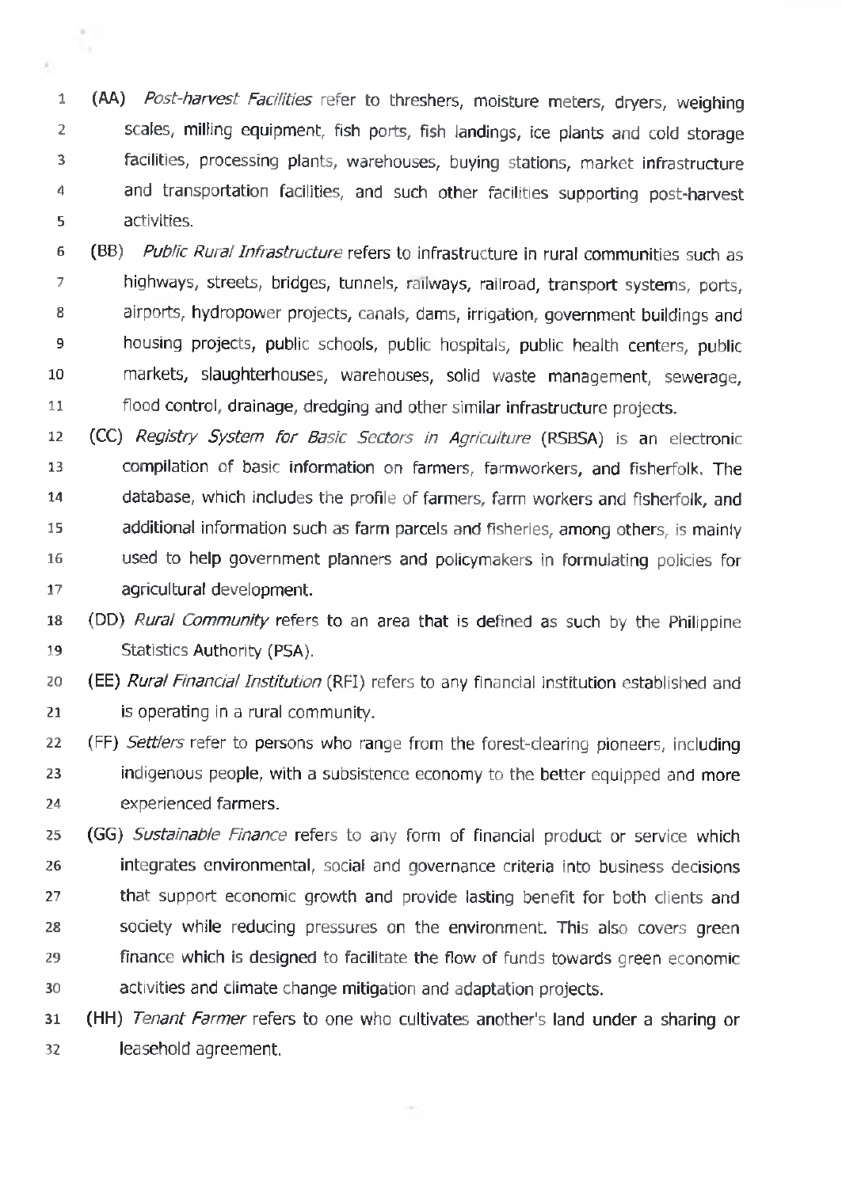(AA) *Post-harvest Facilities* refer to threshers, moisture meters, dryers, weighing scales, milling equipment, fish ports, fish landings, ice plants and cold storage facilities, processing plants, warehouses, buying stations, market infrastructure and transportation facilities, and such other facilities supporting post-harvest activities.

(BB) *Public Rural Infrastructure* refers to infrastructure in rural communities such as highways, streets, bridges, tunnels, railways, railroad, transport systems, ports, airports, hydropower projects, canals, dams, irrigation, government buildings and housing projects, public schools, public hospitals, public health centers, public markets, slaughterhouses, warehouses, solid waste management, sewerage, flood control, drainage, dredging and other similar infrastructure projects.

(CC) *Registry System for Basic Sectors in Agriculture* (RSBSA) is an electronic compilation of basic information on farmers, farmworkers, and fisherfolk. The database, which includes the profile of farmers, farm workers and fisherfolk, and additional information such as farm parcels and fisheries, among others, is mainly used to help government planners and policymakers in formulating policies for agricultural development.

(DD) *Rural Community* refers to an area that is defined as such by the Philippine Statistics Authority (PSA).

(EE) *Rural Financial Institution* (RFI) refers to any financial institution established and is operating in a rural community.

(FF) *Settlers* refer to persons who range from the forest-clearing pioneers, including indigenous people, with a subsistence economy to the better equipped and more experienced farmers.

(GG) *Sustainable Finance* refers to any form of financial product or service which integrates environmental, social and governance criteria into business decisions that support economic growth and provide lasting benefit for both clients and society while reducing pressures on the environment. This also covers green finance which is designed to facilitate the flow of funds towards green economic activities and climate change mitigation and adaptation projects.

(HH) *Tenant Farmer* refers to one who cultivates another's land under a sharing or leasehold agreement.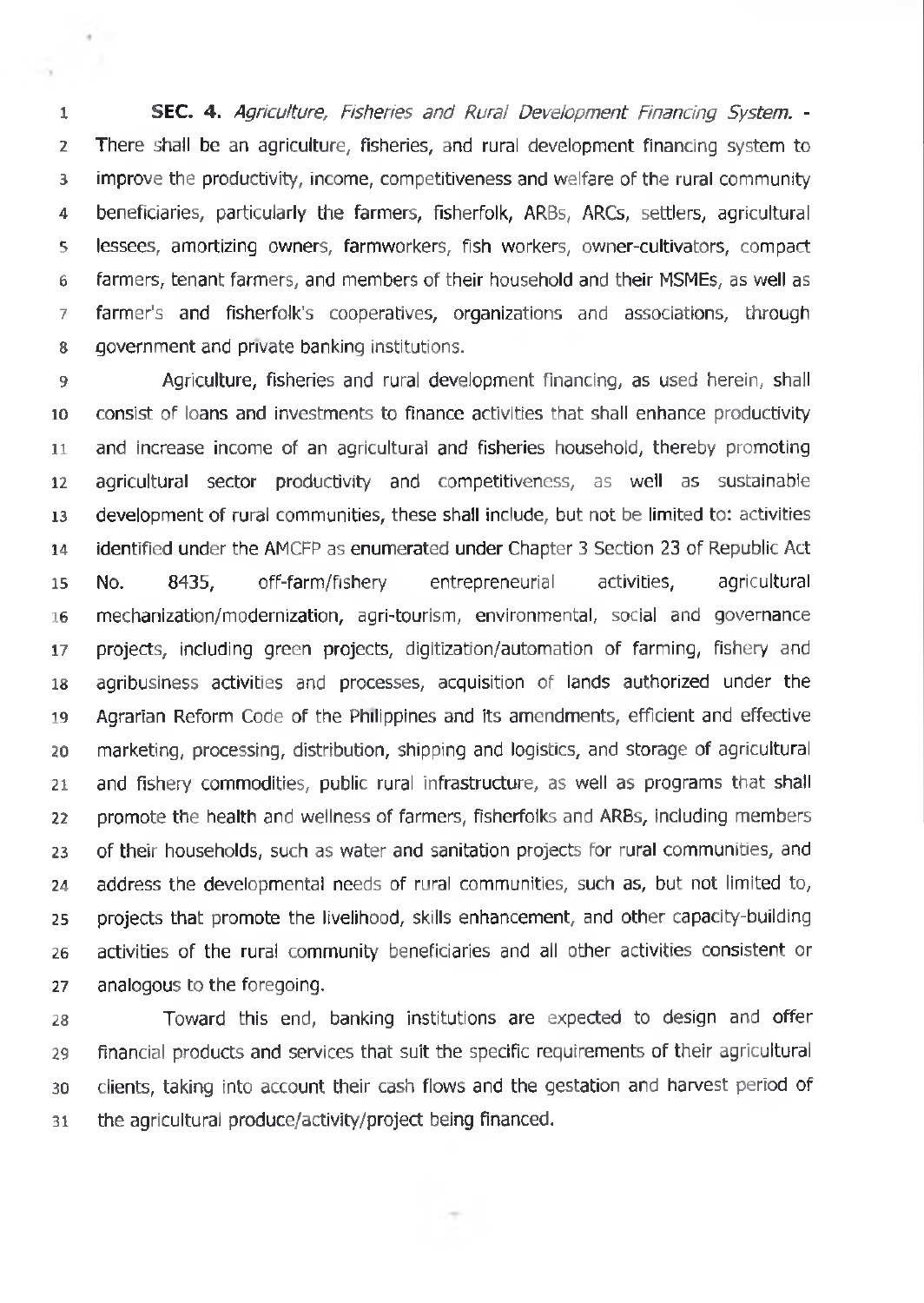**SEC. 4.** *Agriculture, Fisheries and Rural Development Financing System.* - There shall be an agriculture, fisheries, and rural development financing system to improve the productivity, income, competitiveness and welfare of the rural community beneficiaries, particularly the farmers, fisherfolk, ARBs, ARCs, settlers, agricultural lessees, amortizing owners, farmworkers, fish workers, owner-cultivators, compact farmers, tenant farmers, and members of their household and their MSMEs, as well as farmer's and fisherfolk's cooperatives, organizations and associations, through government and private banking institutions.

Agriculture, fisheries and rural development financing, as used herein, shall consist of loans and investments to finance activities that shall enhance productivity and increase income of an agricultural and fisheries household, thereby promoting agricultural sector productivity and competitiveness, as well as sustainable development of rural communities, these shall include, but not be limited to: activities identified under the AMCFP as enumerated under Chapter 3 Section 23 of Republic Act No. 8435, off-farm/fishery entrepreneurial activities, agricultural mechanization/modernization, agri-tourism, environmental, social and governance projects, including green projects, digitization/automation of farming, fishery and agribusiness activities and processes, acquisition of lands authorized under the Agrarian Reform Code of the Philippines and its amendments, efficient and effective marketing, processing, distribution, shipping and logistics, and storage of agricultural and fishery commodities, public rural infrastructure, as well as programs that shall promote the health and wellness of farmers, fisherfolks and ARBs, including members of their households, such as water and sanitation projects for rural communities, and address the developmental needs of rural communities, such as, but not limited to, projects that promote the livelihood, skills enhancement, and other capacity-building activities of the rural community beneficiaries and all other activities consistent or analogous to the foregoing.

Toward this end, banking institutions are expected to design and offer financial products and services that suit the specific requirements of their agricultural clients, taking into account their cash flows and the gestation and harvest period of the agricultural produce/activity/project being financed.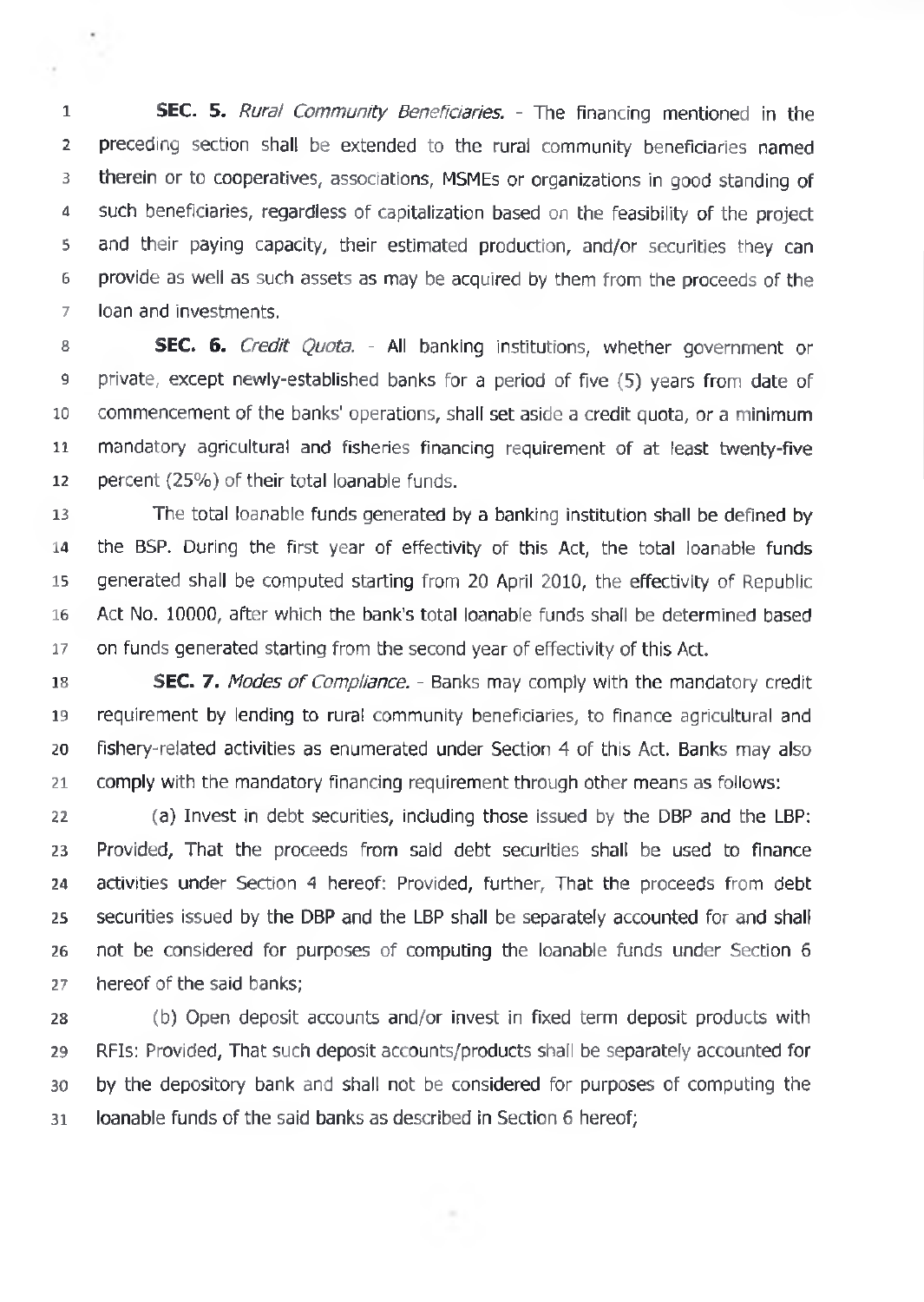**SEC. 5.** *Rural Community Beneficiaries.* - The financing mentioned in the preceding section shall be extended to the rural community beneficiaries named therein or to cooperatives, associations, MSMEs or organizations in good standing of such beneficiaries, regardless of capitalization based on the feasibility of the project and their paying capacity, their estimated production, and/or securities they can provide as well as such assets as may be acquired by them from the proceeds of the loan and investments.

**SEC. 6.** *Credit Quota.* - All banking institutions, whether government or private, except newly-established banks for a period of five (5) years from date of commencement of the banks' operations, shall set aside a credit quota, or a minimum mandatory agricultural and fisheries financing requirement of at least twenty-five percent (25%) of their total loanable funds.

The total loanable funds generated by a banking institution shall be defined by the BSP. During the first year of effectivity of this Act, the total loanable funds generated shall be computed starting from 20 April 2010, the effectivity of Republic Act No. 10000, after which the bank's total loanable funds shall be determined based on funds generated starting from the second year of effectivity of this Act.

**SEC. 7.** *Modes of Compliance.* - Banks may comply with the mandatory credit requirement by lending to rural community beneficiaries, to finance agricultural and fishery-related activities as enumerated under Section 4 of this Act. Banks may also comply with the mandatory financing requirement through other means as follows:

(a) Invest in debt securities, including those issued by the DBP and the LBP: Provided, That the proceeds from said debt securities shall be used to finance activities under Section 4 hereof: Provided, further, That the proceeds from debt securities issued by the DBP and the LBP shall be separately accounted for and shall not be considered for purposes of computing the loanable funds under Section 6 hereof of the said banks;

(b) Open deposit accounts and/or invest in fixed term deposit products with RFIs: Provided, That such deposit accounts/products shall be separately accounted for by the depository bank and shall not be considered for purposes of computing the loanable funds of the said banks as described in Section 6 hereof;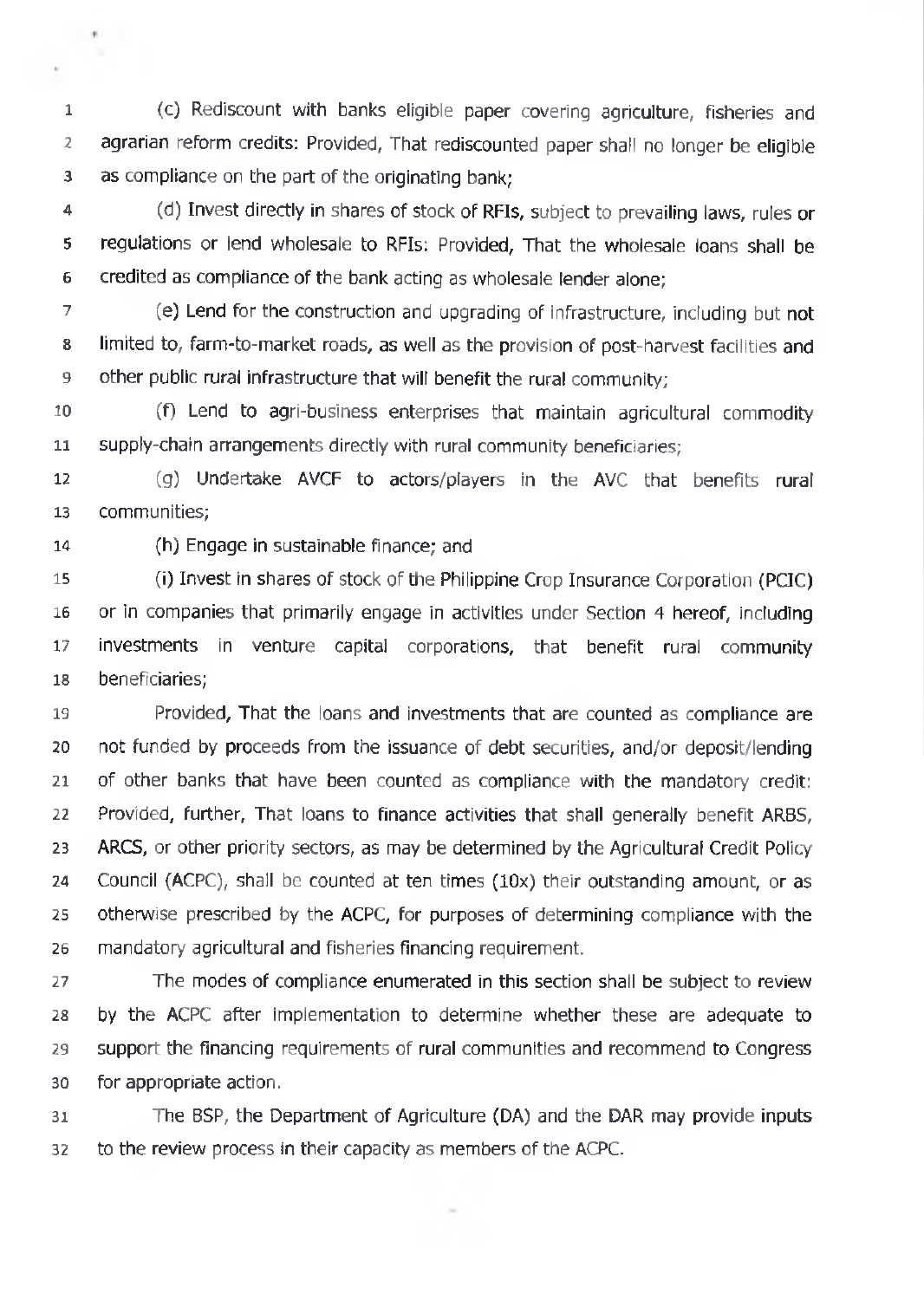(c) Rediscount with banks eligible paper covering agriculture, fisheries and agrarian reform credits: Provided, That rediscounted paper shall no longer be eligible as compliance on the part of the originating bank;

(d) Invest directly in shares of stock of RFIs, subject to prevailing laws, rules or regulations or lend wholesale to RFIs: Provided, That the wholesale loans shall be credited as compliance of the bank acting as wholesale lender alone;

(e) Lend for the construction and upgrading of infrastructure, including but not limited to, farm-to-market roads, as well as the provision of post-harvest facilities and other public rural infrastructure that will benefit the rural community;

(f) Lend to agri-business enterprises that maintain agricultural commodity supply-chain arrangements directly with rural community beneficiaries;

(g) Undertake AVCF to actors/players in the AVC that benefits rural communities;

(h) Engage in sustainable finance; and

(i) Invest in shares of stock of the Philippine Crop Insurance Corporation (PCIC) or in companies that primarily engage in activities under Section 4 hereof, including investments in venture capital corporations, that benefit rural community beneficiaries;

Provided, That the loans and investments that are counted as compliance are not funded by proceeds from the issuance of debt securities, and/or deposit/lending of other banks that have been counted as compliance with the mandatory credit: Provided, further, That loans to finance activities that shall generally benefit ARBS, ARCS, or other priority sectors, as may be determined by the Agricultural Credit Policy Council (ACPC), shall be counted at ten times (10x) their outstanding amount, or as otherwise prescribed by the ACPC, for purposes of determining compliance with the mandatory agricultural and fisheries financing requirement.

The modes of compliance enumerated in this section shall be subject to review by the ACPC after implementation to determine whether these are adequate to support the financing requirements of rural communities and recommend to Congress for appropriate action.

The BSP, the Department of Agriculture (DA) and the DAR may provide inputs to the review process in their capacity as members of the ACPC.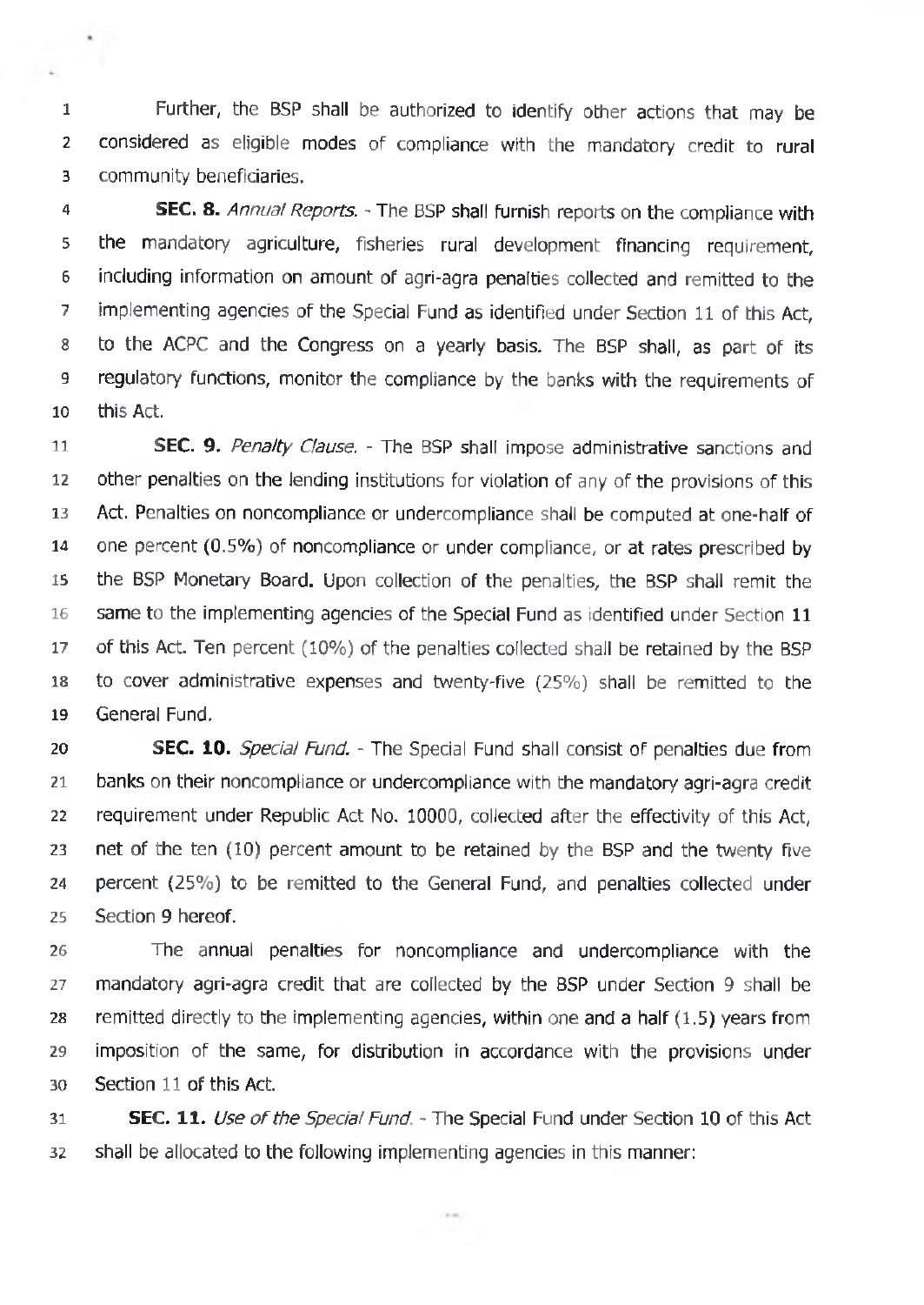Further, the BSP shall be authorized to identify other actions that may be considered as eligible modes of compliance with the mandatory credit to rural community beneficiaries.

**SEC. 8.** *Annual Reports.* - The BSP shall furnish reports on the compliance with the mandatory agriculture, fisheries rural development financing requirement, including information on amount of agri-agra penalties collected and remitted to the implementing agencies of the Special Fund as identified under Section 11 of this Act, to the ACPC and the Congress on a yearly basis. The BSP shall, as part of its regulatory functions, monitor the compliance by the banks with the requirements of this Act.

**SEC. 9.** *Penalty Clause.* - The BSP shall impose administrative sanctions and other penalties on the lending institutions for violation of any of the provisions of this Act. Penalties on noncompliance or undercompliance shall be computed at one-half of one percent (0.5%) of noncompliance or under compliance, or at rates prescribed by the BSP Monetary Board. Upon collection of the penalties, the BSP shall remit the same to the implementing agencies of the Special Fund as identified under Section 11 of this Act. Ten percent (10%) of the penalties collected shall be retained by the BSP to cover administrative expenses and twenty-five (25%) shall be remitted to the General Fund.

**SEC. 10.** *Special Fund.* - The Special Fund shall consist of penalties due from banks on their noncompliance or undercompliance with the mandatory agri-agra credit requirement under Republic Act No. 10000, collected after the effectivity of this Act, net of the ten (10) percent amount to be retained by the BSP and the twenty five percent (25%) to be remitted to the General Fund, and penalties collected under Section 9 hereof.

The annual penalties for noncompliance and undercompliance with the mandatory agri-agra credit that are collected by the BSP under Section 9 shall be remitted directly to the implementing agencies, within one and a half (1.5) years from imposition of the same, for distribution in accordance with the provisions under Section 11 of this Act.

**SEC. 11.** *Use of the Special Fund.* - The Special Fund under Section 10 of this Act shall be allocated to the following implementing agencies in this manner: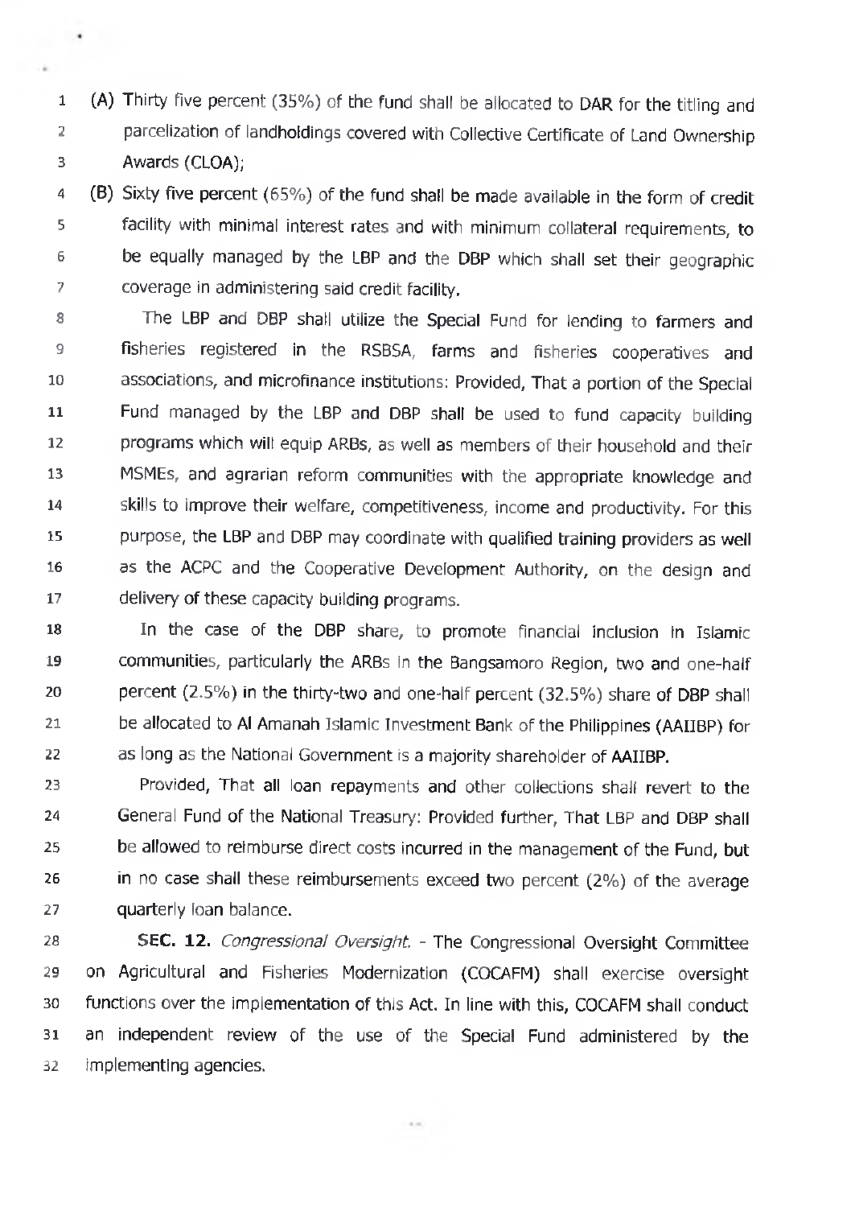(A) Thirty five percent (35%) of the fund shall be allocated to DAR for the titling and parcelization of landholdings covered with Collective Certificate of Land Ownership Awards (CLOA);

(B) Sixty five percent (65%) of the fund shall be made available in the form of credit facility with minimal interest rates and with minimum collateral requirements, to be equally managed by the LBP and the DBP which shall set their geographic coverage in administering said credit facility.

The LBP and DBP shall utilize the Special Fund for lending to farmers and fisheries registered in the RSBSA, farms and fisheries cooperatives and associations, and microfinance institutions: Provided, That a portion of the Special Fund managed by the LBP and DBP shall be used to fund capacity building programs which will equip ARBs, as well as members of their household and their MSMEs, and agrarian reform communities with the appropriate knowledge and skills to improve their welfare, competitiveness, income and productivity. For this purpose, the LBP and DBP may coordinate with qualified training providers as well as the ACPC and the Cooperative Development Authority, on the design and delivery of these capacity building programs.

In the case of the DBP share, to promote financial inclusion in Islamic communities, particularly the ARBs in the Bangsamoro Region, two and one-half percent (2.5%) in the thirty-two and one-half percent (32.5%) share of DBP shall be allocated to Al Amanah Islamic Investment Bank of the Philippines (AAIIBP) for as long as the National Government is a majority shareholder of AAIIBP.

Provided, That all loan repayments and other collections shall revert to the General Fund of the National Treasury: Provided further, That LBP and DBP shall be allowed to reimburse direct costs incurred in the management of the Fund, but in no case shall these reimbursements exceed two percent (2%) of the average quarterly loan balance.

**SEC. 12.** *Congressional Oversight.* - The Congressional Oversight Committee on Agricultural and Fisheries Modernization (COCAFM) shall exercise oversight functions over the implementation of this Act. In line with this, COCAFM shall conduct an independent review of the use of the Special Fund administered by the implementing agencies.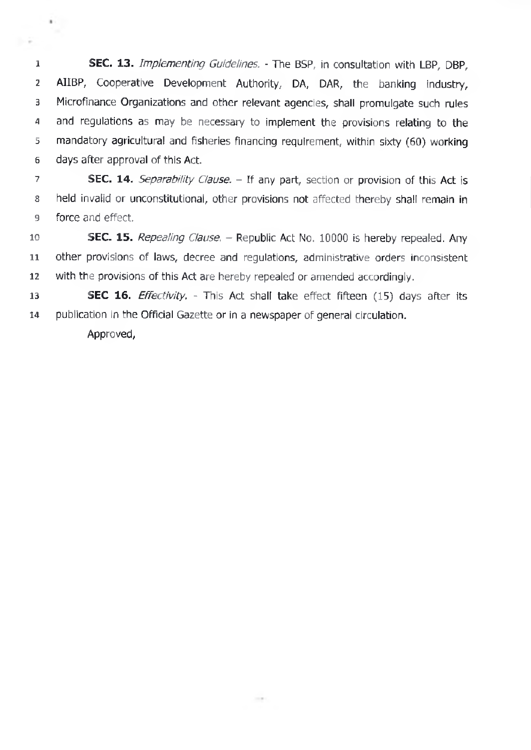**SEC. 13.** *Implementing Guidelines.* - The BSP, in consultation with LBP, DBP, AIIBP, Cooperative Development Authority, DA, DAR, the banking industry, Microfinance Organizations and other relevant agencies, shall promulgate such rules and regulations as may be necessary to implement the provisions relating to the mandatory agricultural and fisheries financing requirement, within sixty (60) working days after approval of this Act.

**SEC. 14.** *Separability Clause.* – If any part, section or provision of this Act is held invalid or unconstitutional, other provisions not affected thereby shall remain in force and effect.

**SEC. 15.** *Repealing Clause.* – Republic Act No. 10000 is hereby repealed. Any other provisions of laws, decree and regulations, administrative orders inconsistent with the provisions of this Act are hereby repealed or amended accordingly.

**SEC 16.** *Effectivity.* - This Act shall take effect fifteen (15) days after its publication in the Official Gazette or in a newspaper of general circulation.

Approved,